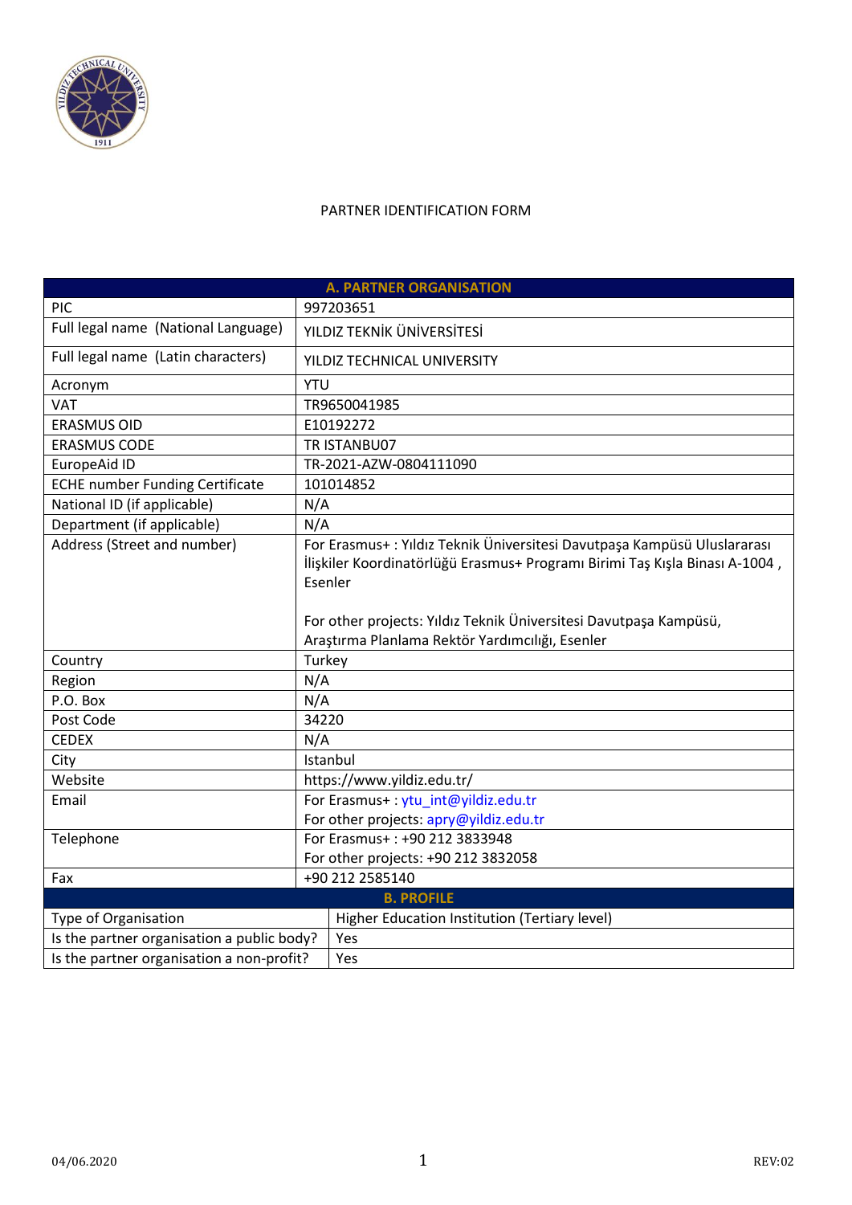# PARTNER IDENTIFICATION FORM

| A. PARTNER ORGANISATION | |
|---|---|
| PIC | 997203651 |
| Full legal name (National Language) | YILDIZ TEKNİK ÜNİVERSİTESİ |
| Full legal name (Latin characters) | YILDIZ TECHNICAL UNIVERSITY |
| Acronym | YTU |
| VAT | TR9650041985 |
| ERASMUS OID | E10192272 |
| ERASMUS CODE | TR ISTANBU07 |
| EuropeAid ID | TR-2021-AZW-0804111090 |
| ECHE number Funding Certificate | 101014852 |
| National ID (if applicable) | N/A |
| Department (if applicable) | N/A |
| Address (Street and number) | For Erasmus+ : Yıldız Teknik Üniversitesi Davutpaşa Kampüsü Uluslararası İlişkiler Koordinatörlüğü Erasmus+ Programı Birimi Taş Kışla Binası A-1004 , Esenler<br><br>For other projects: Yıldız Teknik Üniversitesi Davutpaşa Kampüsü, Araştırma Planlama Rektör Yardımcılığı, Esenler |
| Country | Turkey |
| Region | N/A |
| P.O. Box | N/A |
| Post Code | 34220 |
| CEDEX | N/A |
| City | Istanbul |
| Website | https://www.yildiz.edu.tr/ |
| Email | For Erasmus+ : ytu_int@yildiz.edu.tr<br>For other projects: apry@yildiz.edu.tr |
| Telephone | For Erasmus+ : +90 212 3833948<br>For other projects: +90 212 3832058 |
| Fax | +90 212 2585140 |

| B. PROFILE | |
|---|---|
| Type of Organisation | Higher Education Institution (Tertiary level) |
| Is the partner organisation a public body? | Yes |
| Is the partner organisation a non-profit? | Yes |

04/06.2020 REV:02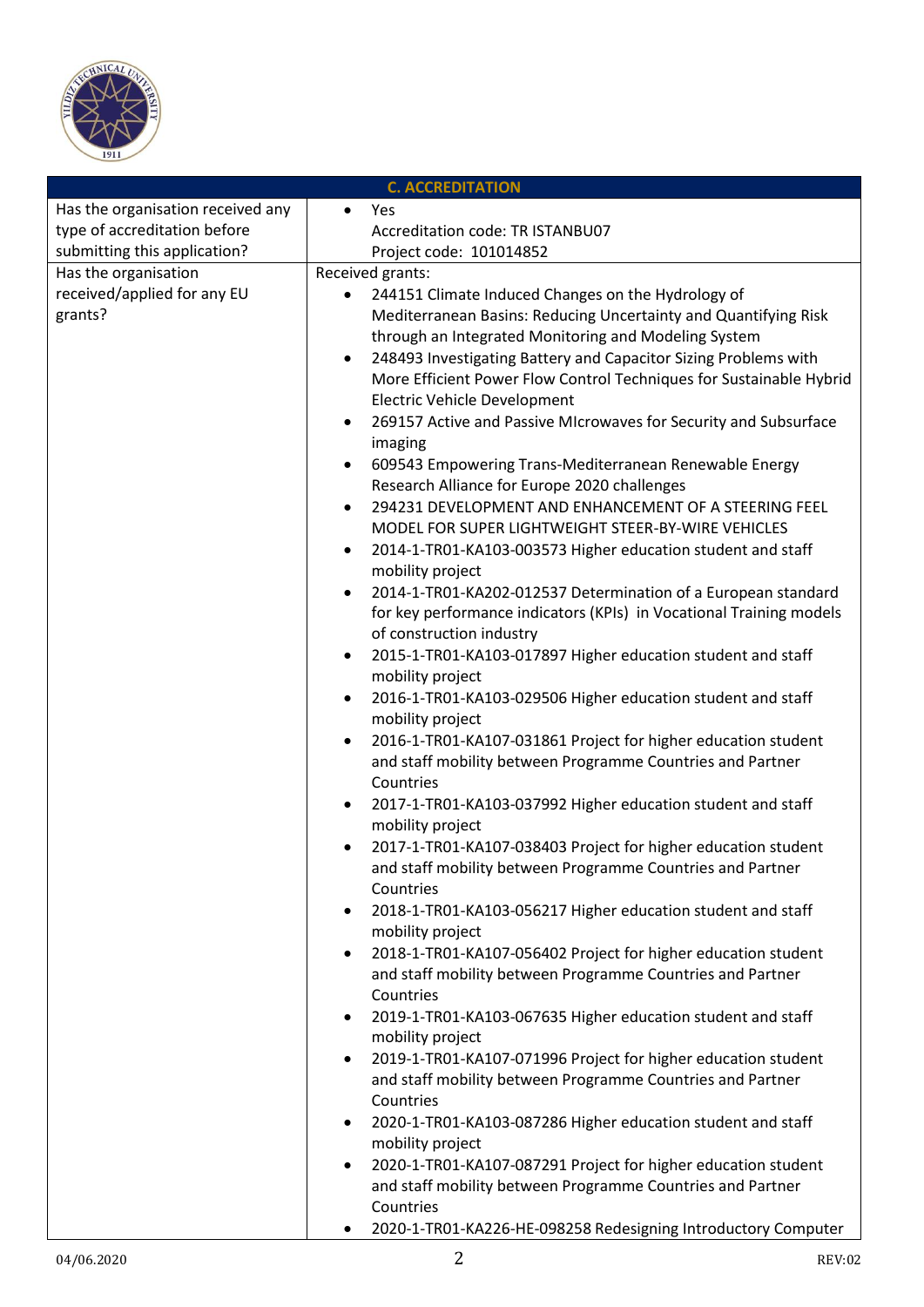| C. ACCREDITATION | |
|---|---|
| Has the organisation received any type of accreditation before submitting this application? | • Yes<br>Accreditation code: TR ISTANBU07<br>Project code: 101014852 |
| Has the organisation received/applied for any EU grants? | Received grants:<br>• 244151 Climate Induced Changes on the Hydrology of Mediterranean Basins: Reducing Uncertainty and Quantifying Risk through an Integrated Monitoring and Modeling System<br>• 248493 Investigating Battery and Capacitor Sizing Problems with More Efficient Power Flow Control Techniques for Sustainable Hybrid Electric Vehicle Development<br>• 269157 Active and Passive MIcrowaves for Security and Subsurface imaging<br>• 609543 Empowering Trans-Mediterranean Renewable Energy Research Alliance for Europe 2020 challenges<br>• 294231 DEVELOPMENT AND ENHANCEMENT OF A STEERING FEEL MODEL FOR SUPER LIGHTWEIGHT STEER-BY-WIRE VEHICLES<br>• 2014-1-TR01-KA103-003573 Higher education student and staff mobility project<br>• 2014-1-TR01-KA202-012537 Determination of a European standard for key performance indicators (KPIs) in Vocational Training models of construction industry<br>• 2015-1-TR01-KA103-017897 Higher education student and staff mobility project<br>• 2016-1-TR01-KA103-029506 Higher education student and staff mobility project<br>• 2016-1-TR01-KA107-031861 Project for higher education student and staff mobility between Programme Countries and Partner Countries<br>• 2017-1-TR01-KA103-037992 Higher education student and staff mobility project<br>• 2017-1-TR01-KA107-038403 Project for higher education student and staff mobility between Programme Countries and Partner Countries<br>• 2018-1-TR01-KA103-056217 Higher education student and staff mobility project<br>• 2018-1-TR01-KA107-056402 Project for higher education student and staff mobility between Programme Countries and Partner Countries<br>• 2019-1-TR01-KA103-067635 Higher education student and staff mobility project<br>• 2019-1-TR01-KA107-071996 Project for higher education student and staff mobility between Programme Countries and Partner Countries<br>• 2020-1-TR01-KA103-087286 Higher education student and staff mobility project<br>• 2020-1-TR01-KA107-087291 Project for higher education student and staff mobility between Programme Countries and Partner Countries<br>• 2020-1-TR01-KA226-HE-098258 Redesigning Introductory Computer |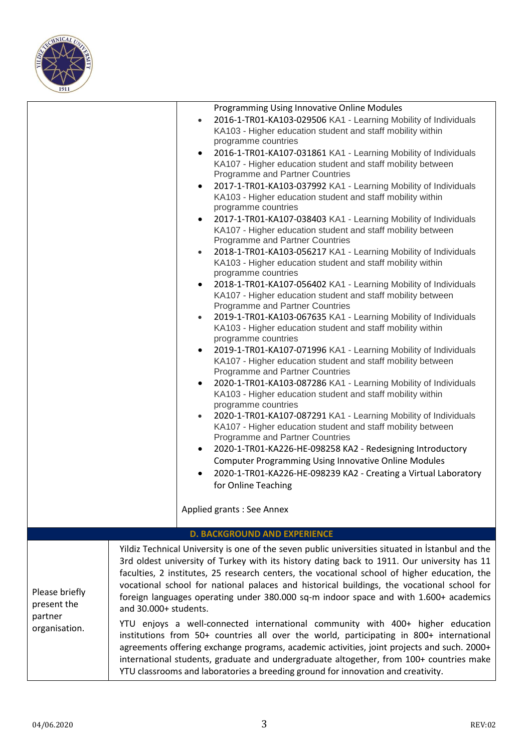| | |
|---|---|
| | Programming Using Innovative Online Modules<br>• 2016-1-TR01-KA103-029506 KA1 - Learning Mobility of Individuals KA103 - Higher education student and staff mobility within programme countries<br>• 2016-1-TR01-KA107-031861 KA1 - Learning Mobility of Individuals KA107 - Higher education student and staff mobility between Programme and Partner Countries<br>• 2017-1-TR01-KA103-037992 KA1 - Learning Mobility of Individuals KA103 - Higher education student and staff mobility within programme countries<br>• 2017-1-TR01-KA107-038403 KA1 - Learning Mobility of Individuals KA107 - Higher education student and staff mobility between Programme and Partner Countries<br>• 2018-1-TR01-KA103-056217 KA1 - Learning Mobility of Individuals KA103 - Higher education student and staff mobility within programme countries<br>• 2018-1-TR01-KA107-056402 KA1 - Learning Mobility of Individuals KA107 - Higher education student and staff mobility between Programme and Partner Countries<br>• 2019-1-TR01-KA103-067635 KA1 - Learning Mobility of Individuals KA103 - Higher education student and staff mobility within programme countries<br>• 2019-1-TR01-KA107-071996 KA1 - Learning Mobility of Individuals KA107 - Higher education student and staff mobility between Programme and Partner Countries<br>• 2020-1-TR01-KA103-087286 KA1 - Learning Mobility of Individuals KA103 - Higher education student and staff mobility within programme countries<br>• 2020-1-TR01-KA107-087291 KA1 - Learning Mobility of Individuals KA107 - Higher education student and staff mobility between Programme and Partner Countries<br>• 2020-1-TR01-KA226-HE-098258 KA2 - Redesigning Introductory Computer Programming Using Innovative Online Modules<br>• 2020-1-TR01-KA226-HE-098239 KA2 - Creating a Virtual Laboratory for Online Teaching<br><br>Applied grants : See Annex |

## D. BACKGROUND AND EXPERIENCE

| | |
|---|---|
| Please briefly present the partner organisation. | Yildiz Technical University is one of the seven public universities situated in İstanbul and the 3rd oldest university of Turkey with its history dating back to 1911. Our university has 11 faculties, 2 institutes, 25 research centers, the vocational school of higher education, the vocational school for national palaces and historical buildings, the vocational school for foreign languages operating under 380.000 sq-m indoor space and with 1.600+ academics and 30.000+ students.<br><br>YTU enjoys a well-connected international community with 400+ higher education institutions from 50+ countries all over the world, participating in 800+ international agreements offering exchange programs, academic activities, joint projects and such. 2000+ international students, graduate and undergraduate altogether, from 100+ countries make YTU classrooms and laboratories a breeding ground for innovation and creativity. |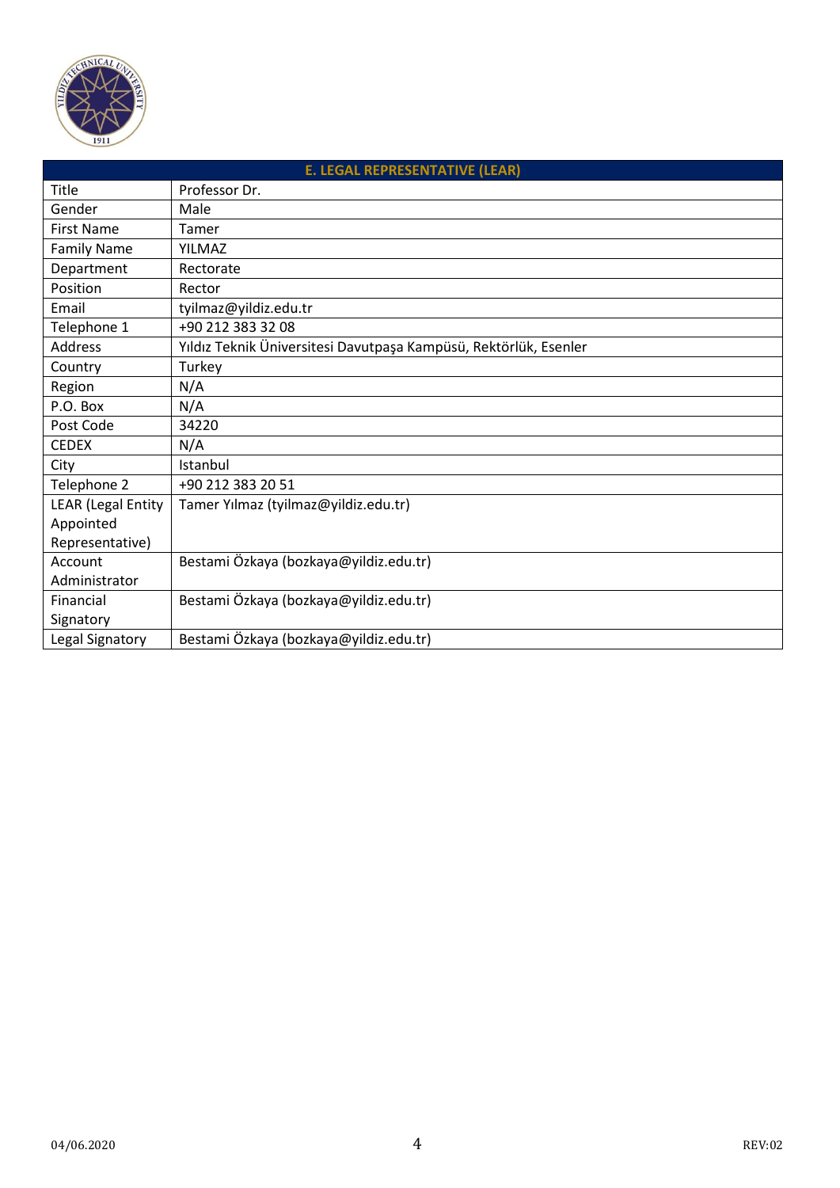| E. LEGAL REPRESENTATIVE (LEAR) | |
|---|---|
| Title | Professor Dr. |
| Gender | Male |
| First Name | Tamer |
| Family Name | YILMAZ |
| Department | Rectorate |
| Position | Rector |
| Email | tyilmaz@yildiz.edu.tr |
| Telephone 1 | +90 212 383 32 08 |
| Address | Yıldız Teknik Üniversitesi Davutpaşa Kampüsü, Rektörlük, Esenler |
| Country | Turkey |
| Region | N/A |
| P.O. Box | N/A |
| Post Code | 34220 |
| CEDEX | N/A |
| City | Istanbul |
| Telephone 2 | +90 212 383 20 51 |
| LEAR (Legal Entity Appointed Representative) | Tamer Yılmaz (tyilmaz@yildiz.edu.tr) |
| Account Administrator | Bestami Özkaya (bozkaya@yildiz.edu.tr) |
| Financial Signatory | Bestami Özkaya (bozkaya@yildiz.edu.tr) |
| Legal Signatory | Bestami Özkaya (bozkaya@yildiz.edu.tr) |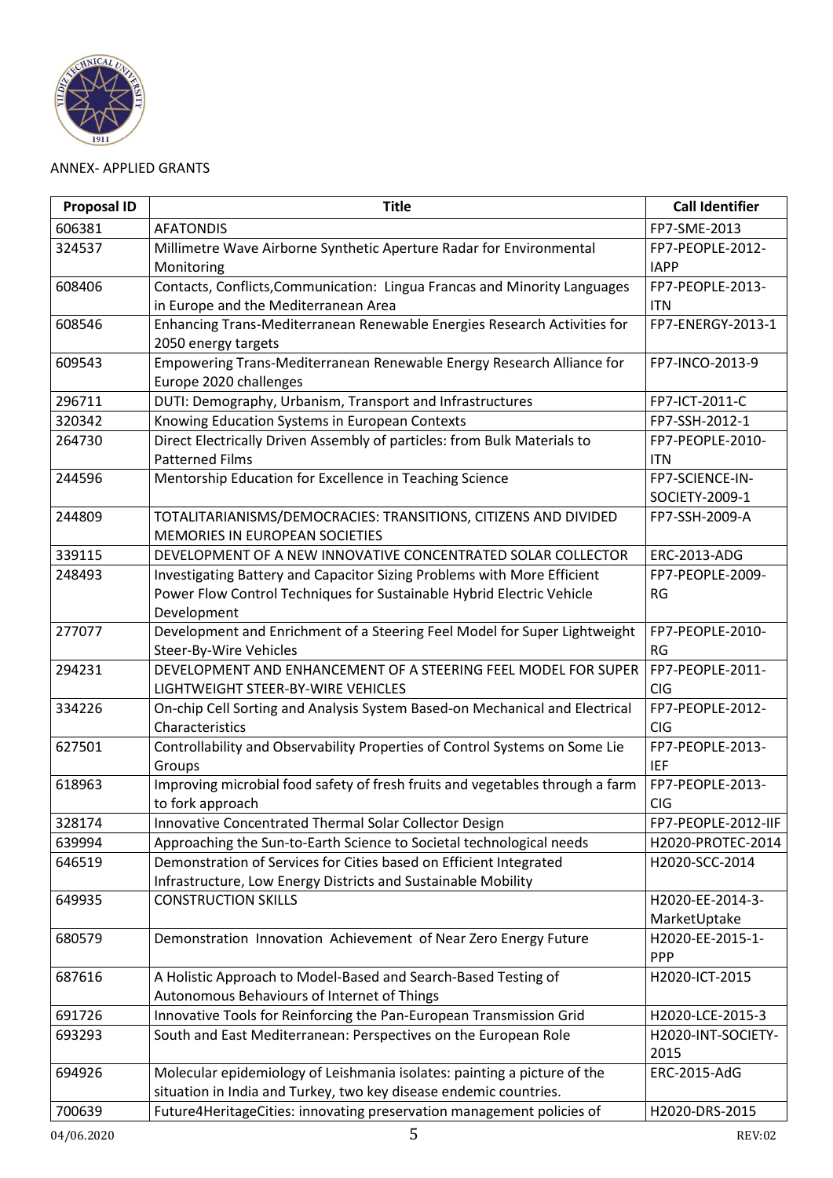ANNEX- APPLIED GRANTS

| Proposal ID | Title | Call Identifier |
|---|---|---|
| 606381 | AFATONDIS | FP7-SME-2013 |
| 324537 | Millimetre Wave Airborne Synthetic Aperture Radar for Environmental Monitoring | FP7-PEOPLE-2012-IAPP |
| 608406 | Contacts, Conflicts,Communication: Lingua Francas and Minority Languages in Europe and the Mediterranean Area | FP7-PEOPLE-2013-ITN |
| 608546 | Enhancing Trans-Mediterranean Renewable Energies Research Activities for 2050 energy targets | FP7-ENERGY-2013-1 |
| 609543 | Empowering Trans-Mediterranean Renewable Energy Research Alliance for Europe 2020 challenges | FP7-INCO-2013-9 |
| 296711 | DUTI: Demography, Urbanism, Transport and Infrastructures | FP7-ICT-2011-C |
| 320342 | Knowing Education Systems in European Contexts | FP7-SSH-2012-1 |
| 264730 | Direct Electrically Driven Assembly of particles: from Bulk Materials to Patterned Films | FP7-PEOPLE-2010-ITN |
| 244596 | Mentorship Education for Excellence in Teaching Science | FP7-SCIENCE-IN-SOCIETY-2009-1 |
| 244809 | TOTALITARIANISMS/DEMOCRACIES: TRANSITIONS, CITIZENS AND DIVIDED MEMORIES IN EUROPEAN SOCIETIES | FP7-SSH-2009-A |
| 339115 | DEVELOPMENT OF A NEW INNOVATIVE CONCENTRATED SOLAR COLLECTOR | ERC-2013-ADG |
| 248493 | Investigating Battery and Capacitor Sizing Problems with More Efficient Power Flow Control Techniques for Sustainable Hybrid Electric Vehicle Development | FP7-PEOPLE-2009-RG |
| 277077 | Development and Enrichment of a Steering Feel Model for Super Lightweight Steer-By-Wire Vehicles | FP7-PEOPLE-2010-RG |
| 294231 | DEVELOPMENT AND ENHANCEMENT OF A STEERING FEEL MODEL FOR SUPER LIGHTWEIGHT STEER-BY-WIRE VEHICLES | FP7-PEOPLE-2011-CIG |
| 334226 | On-chip Cell Sorting and Analysis System Based-on Mechanical and Electrical Characteristics | FP7-PEOPLE-2012-CIG |
| 627501 | Controllability and Observability Properties of Control Systems on Some Lie Groups | FP7-PEOPLE-2013-IEF |
| 618963 | Improving microbial food safety of fresh fruits and vegetables through a farm to fork approach | FP7-PEOPLE-2013-CIG |
| 328174 | Innovative Concentrated Thermal Solar Collector Design | FP7-PEOPLE-2012-IIF |
| 639994 | Approaching the Sun-to-Earth Science to Societal technological needs | H2020-PROTEC-2014 |
| 646519 | Demonstration of Services for Cities based on Efficient Integrated Infrastructure, Low Energy Districts and Sustainable Mobility | H2020-SCC-2014 |
| 649935 | CONSTRUCTION SKILLS | H2020-EE-2014-3-MarketUptake |
| 680579 | Demonstration Innovation Achievement of Near Zero Energy Future | H2020-EE-2015-1-PPP |
| 687616 | A Holistic Approach to Model-Based and Search-Based Testing of Autonomous Behaviours of Internet of Things | H2020-ICT-2015 |
| 691726 | Innovative Tools for Reinforcing the Pan-European Transmission Grid | H2020-LCE-2015-3 |
| 693293 | South and East Mediterranean: Perspectives on the European Role | H2020-INT-SOCIETY-2015 |
| 694926 | Molecular epidemiology of Leishmania isolates: painting a picture of the situation in India and Turkey, two key disease endemic countries. | ERC-2015-AdG |
| 700639 | Future4HeritageCities: innovating preservation management policies of | H2020-DRS-2015 |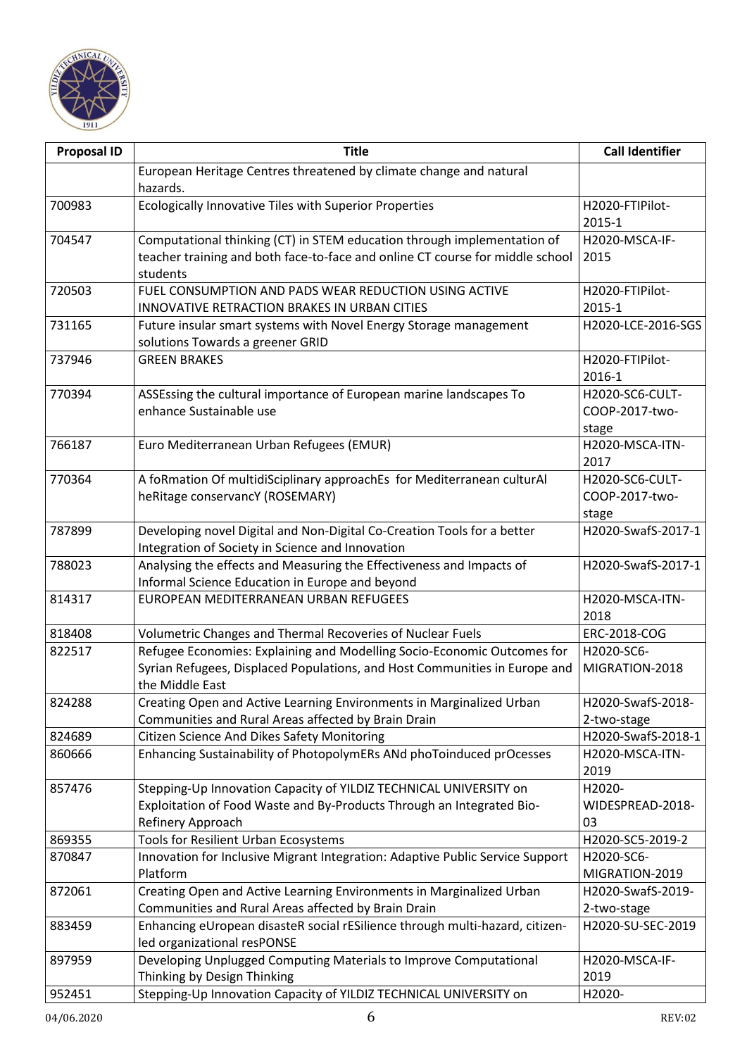| Proposal ID | Title | Call Identifier |
| --- | --- | --- |
| | European Heritage Centres threatened by climate change and natural hazards. | |
| 700983 | Ecologically Innovative Tiles with Superior Properties | H2020-FTIPilot-2015-1 |
| 704547 | Computational thinking (CT) in STEM education through implementation of teacher training and both face-to-face and online CT course for middle school students | H2020-MSCA-IF-2015 |
| 720503 | FUEL CONSUMPTION AND PADS WEAR REDUCTION USING ACTIVE INNOVATIVE RETRACTION BRAKES IN URBAN CITIES | H2020-FTIPilot-2015-1 |
| 731165 | Future insular smart systems with Novel Energy Storage management solutions Towards a greener GRID | H2020-LCE-2016-SGS |
| 737946 | GREEN BRAKES | H2020-FTIPilot-2016-1 |
| 770394 | ASSEssing the cultural importance of European marine landscapes To enhance Sustainable use | H2020-SC6-CULT-COOP-2017-two-stage |
| 766187 | Euro Mediterranean Urban Refugees (EMUR) | H2020-MSCA-ITN-2017 |
| 770364 | A foRmation Of multidiSciplinary approachEs for Mediterranean culturAl heRitage conservancY (ROSEMARY) | H2020-SC6-CULT-COOP-2017-two-stage |
| 787899 | Developing novel Digital and Non-Digital Co-Creation Tools for a better Integration of Society in Science and Innovation | H2020-SwafS-2017-1 |
| 788023 | Analysing the effects and Measuring the Effectiveness and Impacts of Informal Science Education in Europe and beyond | H2020-SwafS-2017-1 |
| 814317 | EUROPEAN MEDITERRANEAN URBAN REFUGEES | H2020-MSCA-ITN-2018 |
| 818408 | Volumetric Changes and Thermal Recoveries of Nuclear Fuels | ERC-2018-COG |
| 822517 | Refugee Economies: Explaining and Modelling Socio-Economic Outcomes for Syrian Refugees, Displaced Populations, and Host Communities in Europe and the Middle East | H2020-SC6-MIGRATION-2018 |
| 824288 | Creating Open and Active Learning Environments in Marginalized Urban Communities and Rural Areas affected by Brain Drain | H2020-SwafS-2018-2-two-stage |
| 824689 | Citizen Science And Dikes Safety Monitoring | H2020-SwafS-2018-1 |
| 860666 | Enhancing Sustainability of PhotopolymERs ANd phoToinduced prOcesses | H2020-MSCA-ITN-2019 |
| 857476 | Stepping-Up Innovation Capacity of YILDIZ TECHNICAL UNIVERSITY on Exploitation of Food Waste and By-Products Through an Integrated Bio-Refinery Approach | H2020-WIDESPREAD-2018-03 |
| 869355 | Tools for Resilient Urban Ecosystems | H2020-SC5-2019-2 |
| 870847 | Innovation for Inclusive Migrant Integration: Adaptive Public Service Support Platform | H2020-SC6-MIGRATION-2019 |
| 872061 | Creating Open and Active Learning Environments in Marginalized Urban Communities and Rural Areas affected by Brain Drain | H2020-SwafS-2019-2-two-stage |
| 883459 | Enhancing eUropean disasteR social rESilience through multi-hazard, citizen-led organizational resPONSE | H2020-SU-SEC-2019 |
| 897959 | Developing Unplugged Computing Materials to Improve Computational Thinking by Design Thinking | H2020-MSCA-IF-2019 |
| 952451 | Stepping-Up Innovation Capacity of YILDIZ TECHNICAL UNIVERSITY on | H2020- |

04/06.2020 REV:02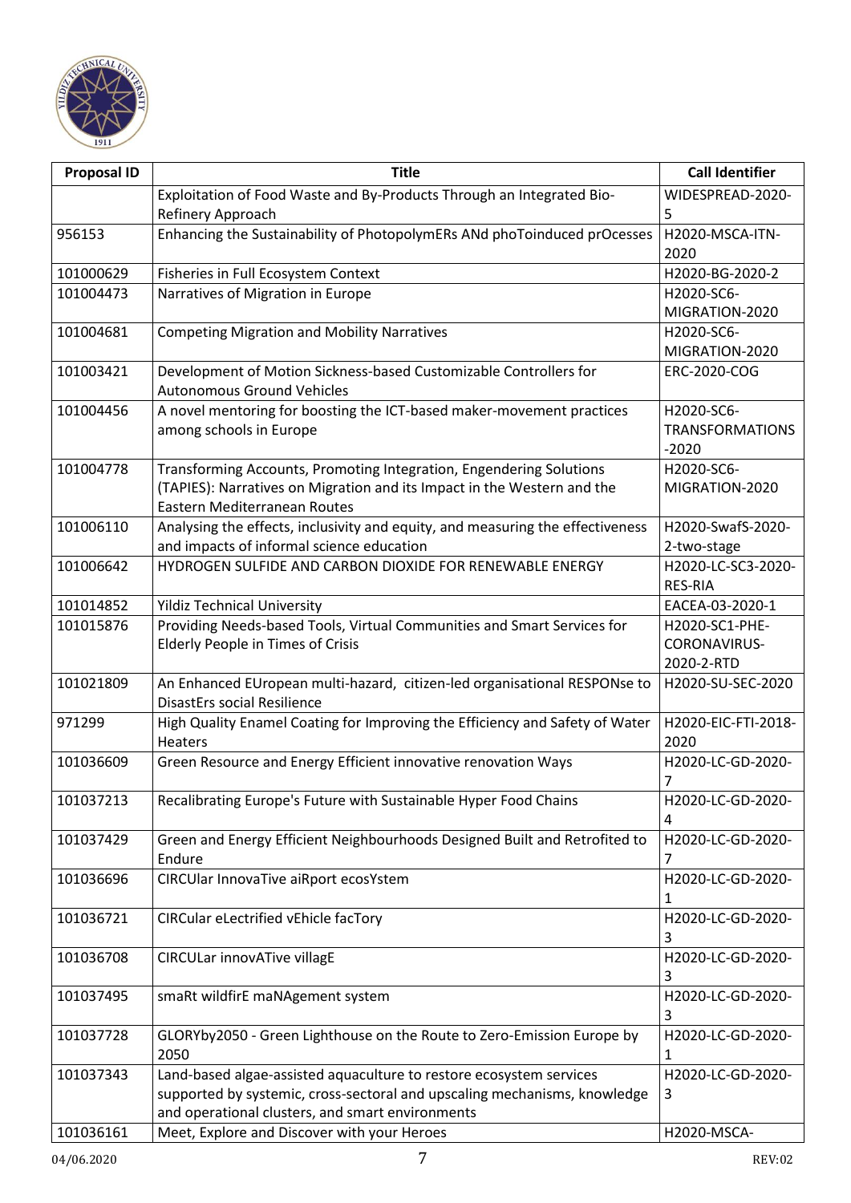| Proposal ID | Title | Call Identifier |
|---|---|---|
| | Exploitation of Food Waste and By-Products Through an Integrated Bio-Refinery Approach | WIDESPREAD-2020-5 |
| 956153 | Enhancing the Sustainability of PhotopolymERs ANd phoToinduced prOcesses | H2020-MSCA-ITN-2020 |
| 101000629 | Fisheries in Full Ecosystem Context | H2020-BG-2020-2 |
| 101004473 | Narratives of Migration in Europe | H2020-SC6-MIGRATION-2020 |
| 101004681 | Competing Migration and Mobility Narratives | H2020-SC6-MIGRATION-2020 |
| 101003421 | Development of Motion Sickness-based Customizable Controllers for Autonomous Ground Vehicles | ERC-2020-COG |
| 101004456 | A novel mentoring for boosting the ICT-based maker-movement practices among schools in Europe | H2020-SC6-TRANSFORMATIONS-2020 |
| 101004778 | Transforming Accounts, Promoting Integration, Engendering Solutions (TAPIES): Narratives on Migration and its Impact in the Western and the Eastern Mediterranean Routes | H2020-SC6-MIGRATION-2020 |
| 101006110 | Analysing the effects, inclusivity and equity, and measuring the effectiveness and impacts of informal science education | H2020-SwafS-2020-2-two-stage |
| 101006642 | HYDROGEN SULFIDE AND CARBON DIOXIDE FOR RENEWABLE ENERGY | H2020-LC-SC3-2020-RES-RIA |
| 101014852 | Yildiz Technical University | EACEA-03-2020-1 |
| 101015876 | Providing Needs-based Tools, Virtual Communities and Smart Services for Elderly People in Times of Crisis | H2020-SC1-PHE-CORONAVIRUS-2020-2-RTD |
| 101021809 | An Enhanced EUropean multi-hazard, citizen-led organisational RESPONse to DisastErs social Resilience | H2020-SU-SEC-2020 |
| 971299 | High Quality Enamel Coating for Improving the Efficiency and Safety of Water Heaters | H2020-EIC-FTI-2018-2020 |
| 101036609 | Green Resource and Energy Efficient innovative renovation Ways | H2020-LC-GD-2020-7 |
| 101037213 | Recalibrating Europe's Future with Sustainable Hyper Food Chains | H2020-LC-GD-2020-4 |
| 101037429 | Green and Energy Efficient Neighbourhoods Designed Built and Retrofited to Endure | H2020-LC-GD-2020-7 |
| 101036696 | CIRCUlar InnovaTive aiRport ecosYstem | H2020-LC-GD-2020-1 |
| 101036721 | CIRCular eLectrified vEhicle facTory | H2020-LC-GD-2020-3 |
| 101036708 | CIRCULar innovATive villagE | H2020-LC-GD-2020-3 |
| 101037495 | smaRt wildfirE maNAgement system | H2020-LC-GD-2020-3 |
| 101037728 | GLORYby2050 - Green Lighthouse on the Route to Zero-Emission Europe by 2050 | H2020-LC-GD-2020-1 |
| 101037343 | Land-based algae-assisted aquaculture to restore ecosystem services supported by systemic, cross-sectoral and upscaling mechanisms, knowledge and operational clusters, and smart environments | H2020-LC-GD-2020-3 |
| 101036161 | Meet, Explore and Discover with your Heroes | H2020-MSCA- |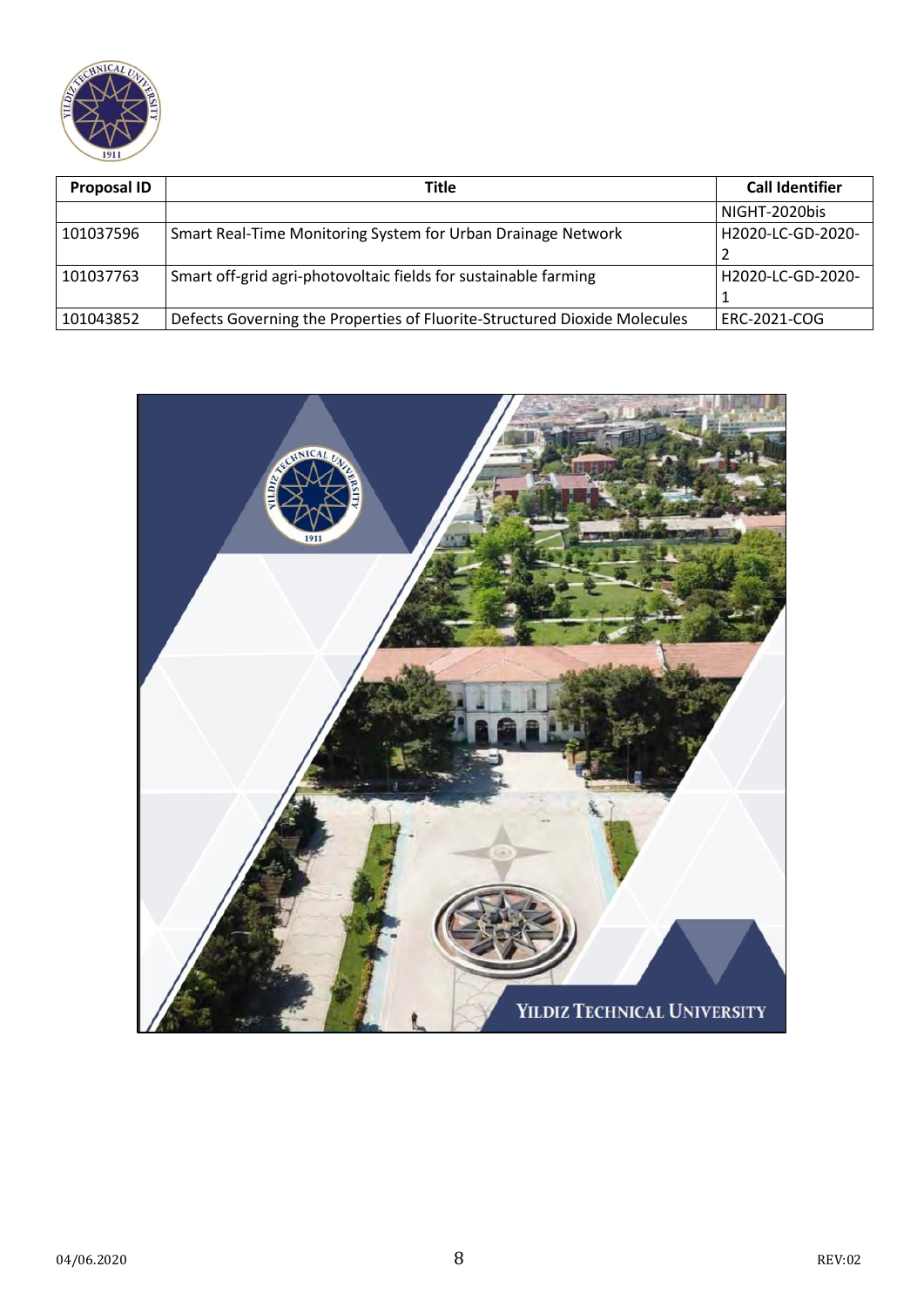| Proposal ID | Title | Call Identifier |
|---|---|---|
| | | NIGHT-2020bis |
| 101037596 | Smart Real-Time Monitoring System for Urban Drainage Network | H2020-LC-GD-2020-2 |
| 101037763 | Smart off-grid agri-photovoltaic fields for sustainable farming | H2020-LC-GD-2020-1 |
| 101043852 | Defects Governing the Properties of Fluorite-Structured Dioxide Molecules | ERC-2021-COG |